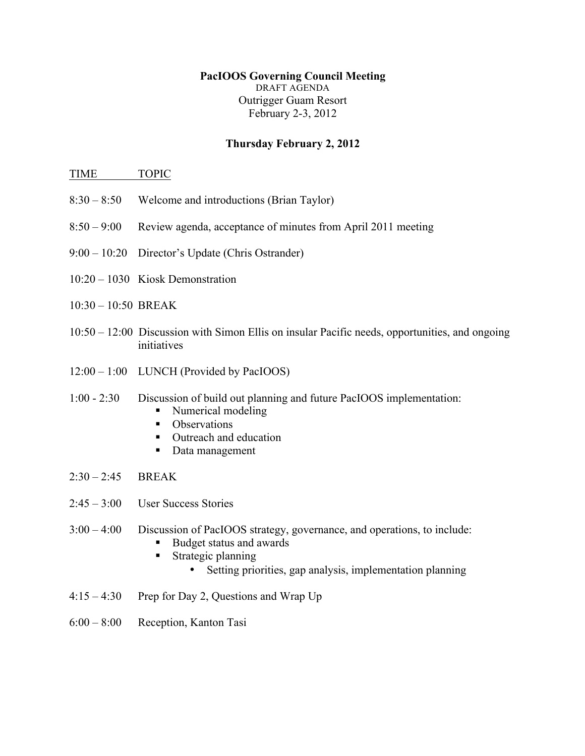**PacIOOS Governing Council Meeting**

DRAFT AGENDA

Outrigger Guam Resort

February 2-3, 2012

**Thursday February 2, 2012**

| TIME | TOPIC |
|---|---|
| 8:30 – 8:50 | Welcome and introductions (Brian Taylor) |
| 8:50 – 9:00 | Review agenda, acceptance of minutes from April 2011 meeting |
| 9:00 – 10:20 | Director's Update (Chris Ostrander) |
| 10:20 – 1030 | Kiosk Demonstration |
| 10:30 – 10:50 | BREAK |
| 10:50 – 12:00 | Discussion with Simon Ellis on insular Pacific needs, opportunities, and ongoing initiatives |
| 12:00 – 1:00 | LUNCH (Provided by PacIOOS) |
| 1:00 - 2:30 | Discussion of build out planning and future PacIOOS implementation:<br>▪ Numerical modeling<br>▪ Observations<br>▪ Outreach and education<br>▪ Data management |
| 2:30 – 2:45 | BREAK |
| 2:45 – 3:00 | User Success Stories |
| 3:00 – 4:00 | Discussion of PacIOOS strategy, governance, and operations, to include:<br>▪ Budget status and awards<br>▪ Strategic planning<br>&nbsp;&nbsp;&nbsp;&nbsp;• Setting priorities, gap analysis, implementation planning |
| 4:15 – 4:30 | Prep for Day 2, Questions and Wrap Up |
| 6:00 – 8:00 | Reception, Kanton Tasi |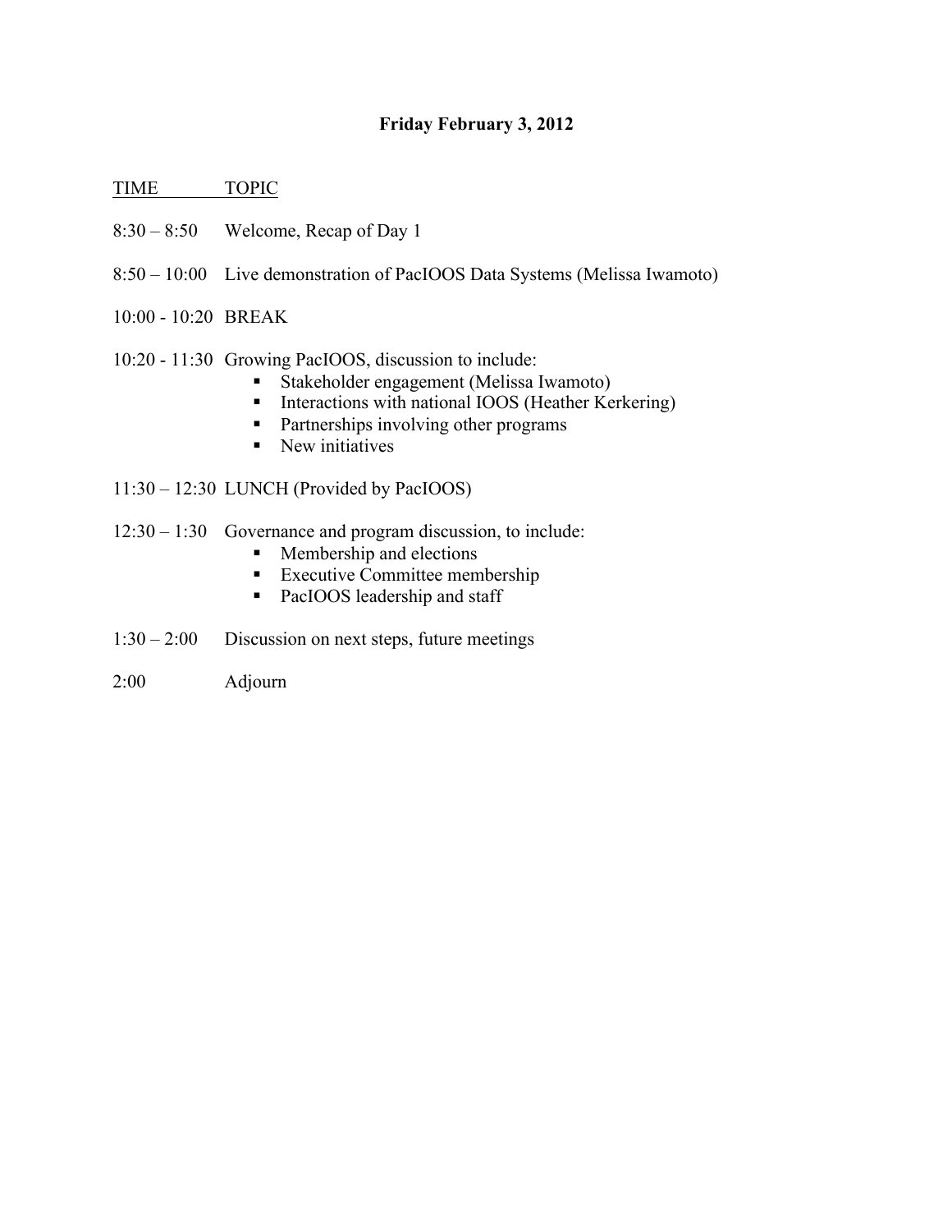## Friday February 3, 2012

| TIME | TOPIC |
|---|---|
| 8:30 – 8:50 | Welcome, Recap of Day 1 |
| 8:50 – 10:00 | Live demonstration of PacIOOS Data Systems (Melissa Iwamoto) |
| 10:00 - 10:20 | BREAK |
| 10:20 - 11:30 | Growing PacIOOS, discussion to include:<br>▪ Stakeholder engagement (Melissa Iwamoto)<br>▪ Interactions with national IOOS (Heather Kerkering)<br>▪ Partnerships involving other programs<br>▪ New initiatives |
| 11:30 – 12:30 | LUNCH (Provided by PacIOOS) |
| 12:30 – 1:30 | Governance and program discussion, to include:<br>▪ Membership and elections<br>▪ Executive Committee membership<br>▪ PacIOOS leadership and staff |
| 1:30 – 2:00 | Discussion on next steps, future meetings |
| 2:00 | Adjourn |